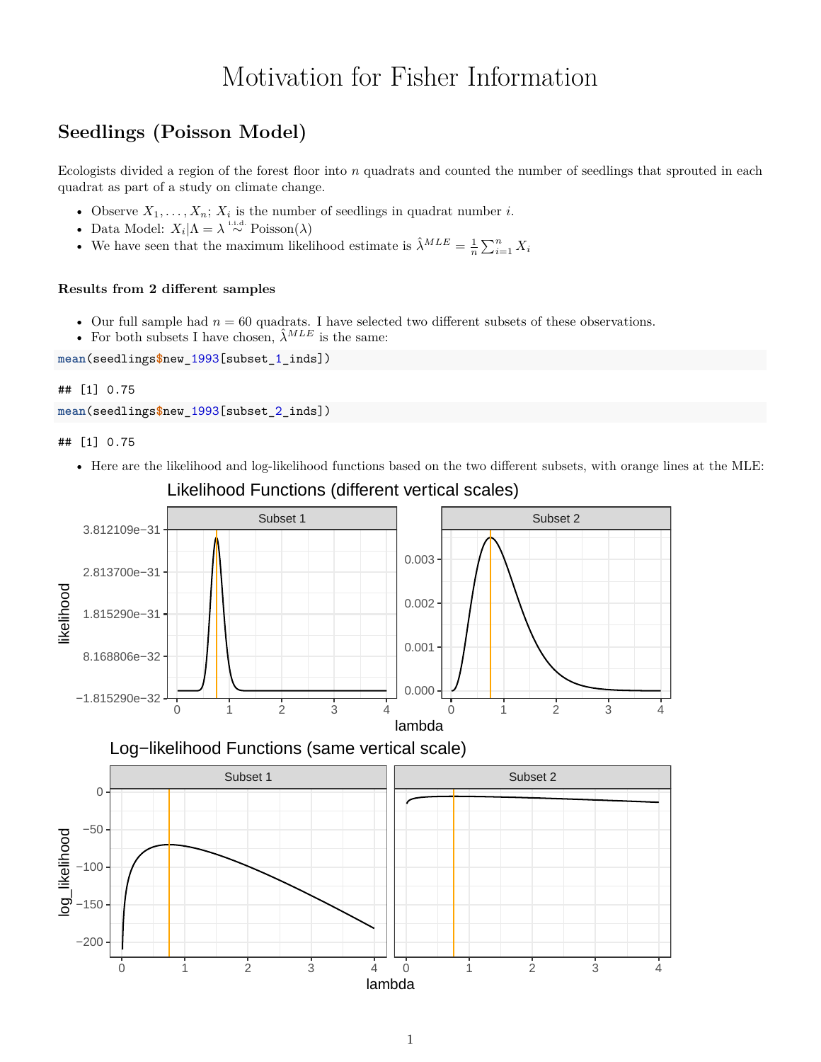# Motivation for Fisher Information

## Seedlings (Poisson Model)

Ecologists divided a region of the forest floor into $n$ quadrats and counted the number of seedlings that sprouted in each quadrat as part of a study on climate change.

- Observe $X_1, \ldots, X_n$; $X_i$ is the number of seedlings in quadrat number $i$.
- Data Model: $X_i | \Lambda = \lambda \overset{\text{i.i.d.}}{\sim} \text{Poisson}(\lambda)$
- We have seen that the maximum likelihood estimate is $\hat{\lambda}^{MLE} = \frac{1}{n}\sum_{i=1}^{n} X_i$

#### Results from 2 different samples

- Our full sample had $n = 60$ quadrats. I have selected two different subsets of these observations.
- For both subsets I have chosen, $\hat{\lambda}^{MLE}$ is the same:

```
mean(seedlings$new_1993[subset_1_inds])
```

```
## [1] 0.75
```

```
mean(seedlings$new_1993[subset_2_inds])
```

```
## [1] 0.75
```

- Here are the likelihood and log-likelihood functions based on the two different subsets, with orange lines at the MLE: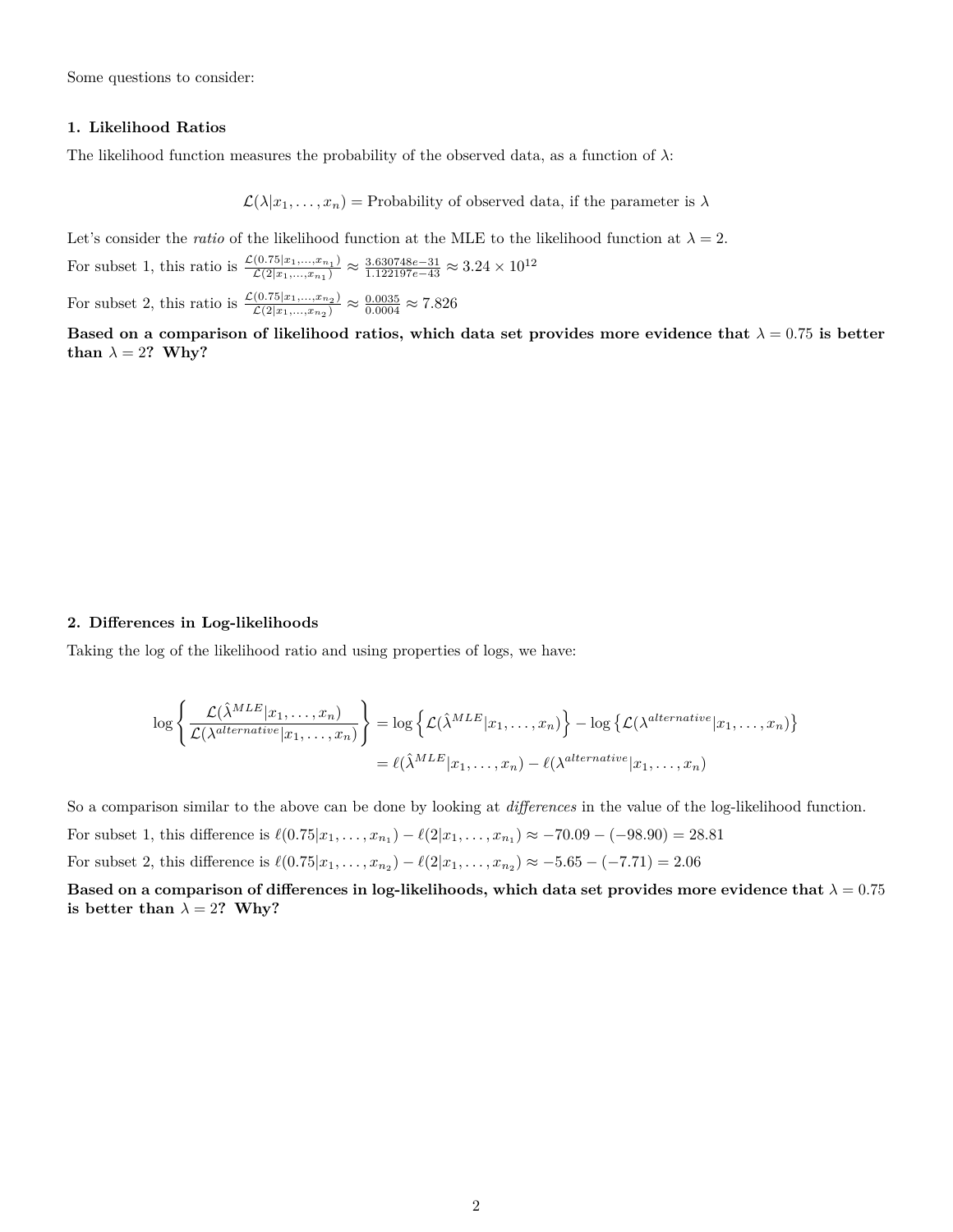Some questions to consider:

### 1. Likelihood Ratios

The likelihood function measures the probability of the observed data, as a function of $\lambda$:

$$\mathcal{L}(\lambda | x_1, \ldots, x_n) = \text{Probability of observed data, if the parameter is } \lambda$$

Let's consider the *ratio* of the likelihood function at the MLE to the likelihood function at $\lambda = 2$.

For subset 1, this ratio is $\frac{\mathcal{L}(0.75|x_1,\ldots,x_{n_1})}{\mathcal{L}(2|x_1,\ldots,x_{n_1})} \approx \frac{3.630748e-31}{1.122197e-43} \approx 3.24 \times 10^{12}$

For subset 2, this ratio is $\frac{\mathcal{L}(0.75|x_1,\ldots,x_{n_2})}{\mathcal{L}(2|x_1,\ldots,x_{n_2})} \approx \frac{0.0035}{0.0004} \approx 7.826$

**Based on a comparison of likelihood ratios, which data set provides more evidence that $\lambda = 0.75$ is better than $\lambda = 2$? Why?**

### 2. Differences in Log-likelihoods

Taking the log of the likelihood ratio and using properties of logs, we have:

$$\begin{aligned}
\log\left\{\frac{\mathcal{L}(\hat{\lambda}^{MLE}|x_1,\ldots,x_n)}{\mathcal{L}(\lambda^{alternative}|x_1,\ldots,x_n)}\right\} &= \log\left\{\mathcal{L}(\hat{\lambda}^{MLE}|x_1,\ldots,x_n)\right\} - \log\left\{\mathcal{L}(\lambda^{alternative}|x_1,\ldots,x_n)\right\} \\
&= \ell(\hat{\lambda}^{MLE}|x_1,\ldots,x_n) - \ell(\lambda^{alternative}|x_1,\ldots,x_n)
\end{aligned}$$

So a comparison similar to the above can be done by looking at *differences* in the value of the log-likelihood function.

For subset 1, this difference is $\ell(0.75|x_1,\ldots,x_{n_1}) - \ell(2|x_1,\ldots,x_{n_1}) \approx -70.09 - (-98.90) = 28.81$

For subset 2, this difference is $\ell(0.75|x_1,\ldots,x_{n_2}) - \ell(2|x_1,\ldots,x_{n_2}) \approx -5.65 - (-7.71) = 2.06$

**Based on a comparison of differences in log-likelihoods, which data set provides more evidence that $\lambda = 0.75$ is better than $\lambda = 2$? Why?**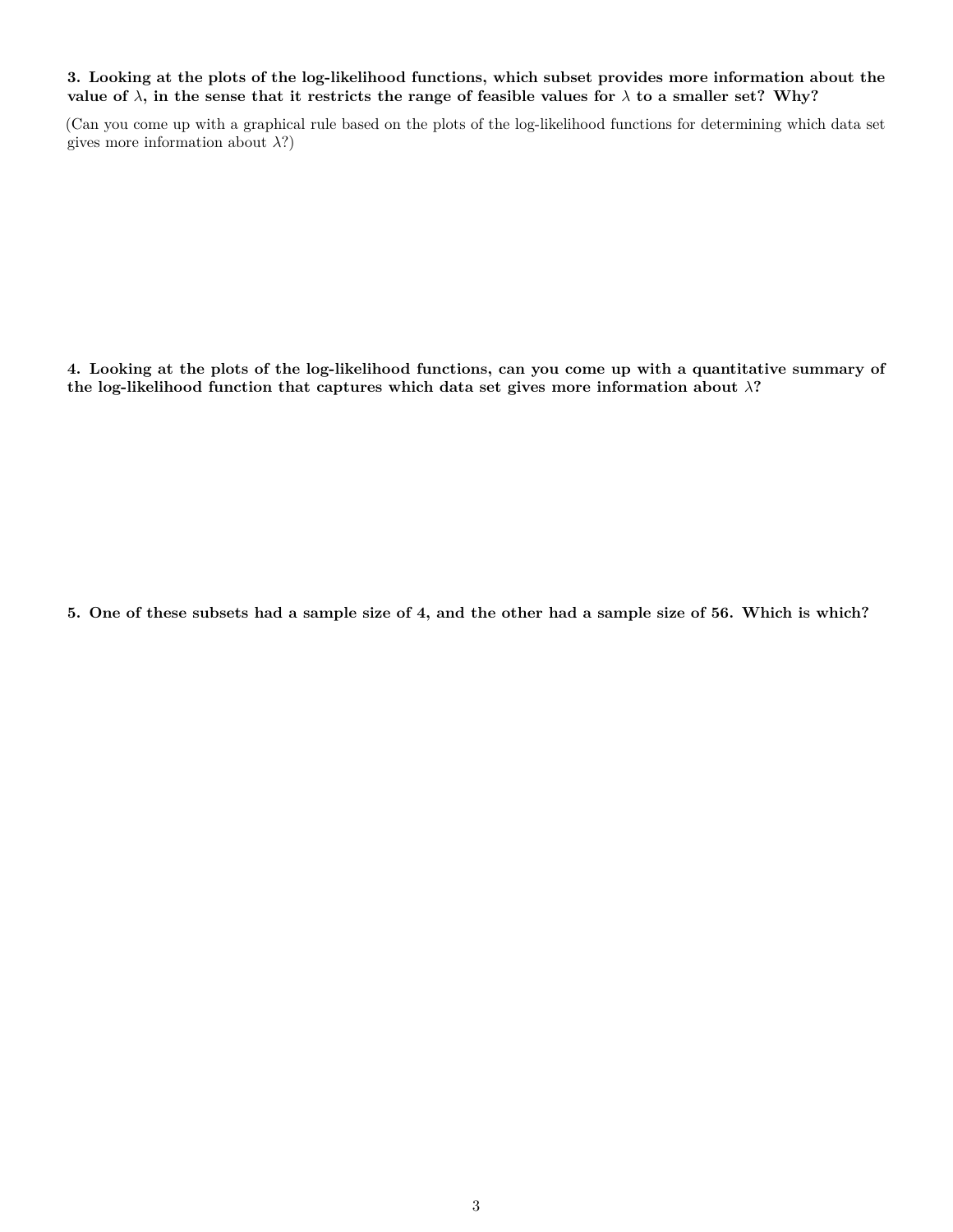**3. Looking at the plots of the log-likelihood functions, which subset provides more information about the value of $\lambda$, in the sense that it restricts the range of feasible values for $\lambda$ to a smaller set? Why?**

(Can you come up with a graphical rule based on the plots of the log-likelihood functions for determining which data set gives more information about $\lambda$?)

**4. Looking at the plots of the log-likelihood functions, can you come up with a quantitative summary of the log-likelihood function that captures which data set gives more information about $\lambda$?**

**5. One of these subsets had a sample size of 4, and the other had a sample size of 56. Which is which?**